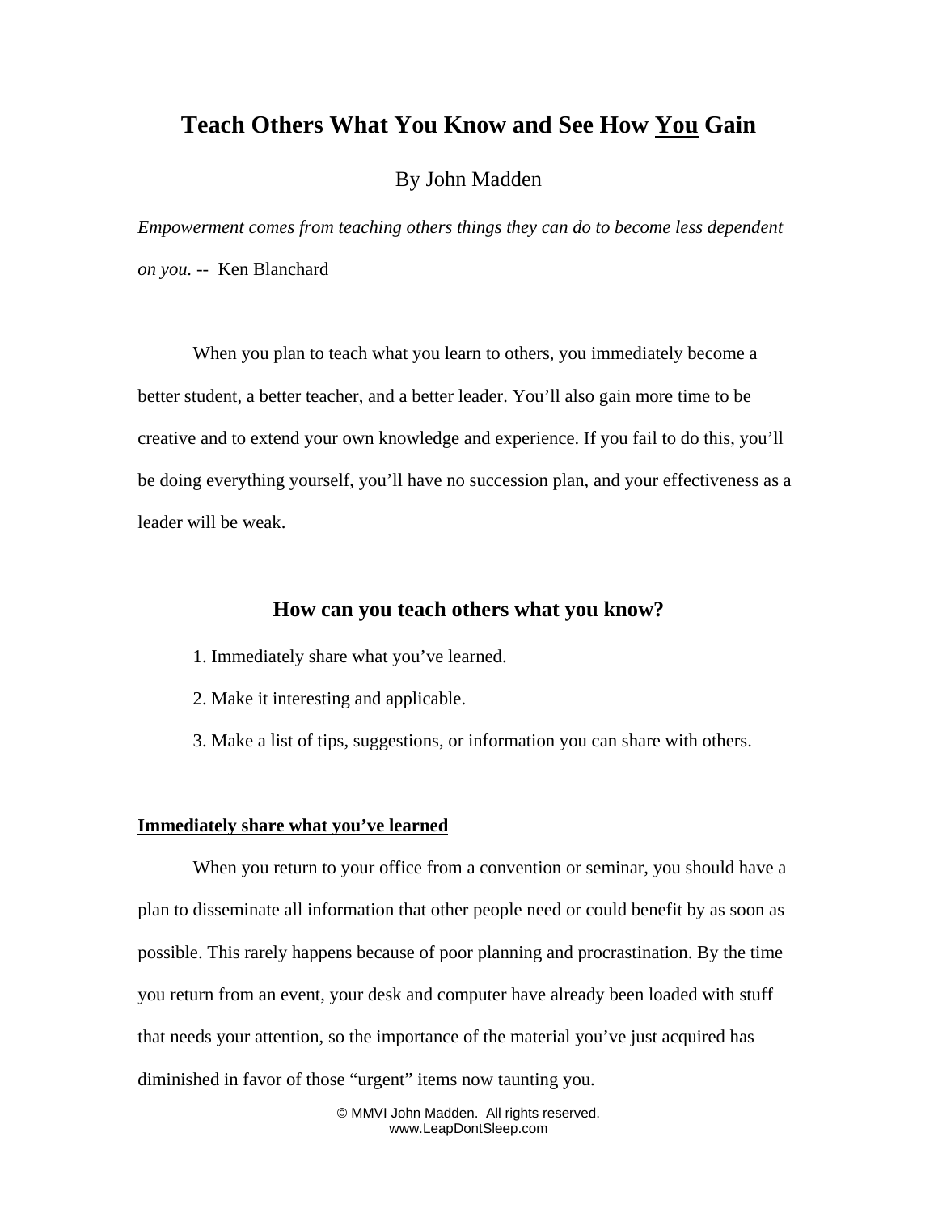# Teach Others What You Know and See How <u>You</u> Gain

By John Madden

*Empowerment comes from teaching others things they can do to become less dependent on you.* -- Ken Blanchard

When you plan to teach what you learn to others, you immediately become a better student, a better teacher, and a better leader. You'll also gain more time to be creative and to extend your own knowledge and experience. If you fail to do this, you'll be doing everything yourself, you'll have no succession plan, and your effectiveness as a leader will be weak.

## How can you teach others what you know?

1. Immediately share what you've learned.
2. Make it interesting and applicable.
3. Make a list of tips, suggestions, or information you can share with others.

### <u>Immediately share what you've learned</u>

When you return to your office from a convention or seminar, you should have a plan to disseminate all information that other people need or could benefit by as soon as possible. This rarely happens because of poor planning and procrastination. By the time you return from an event, your desk and computer have already been loaded with stuff that needs your attention, so the importance of the material you've just acquired has diminished in favor of those "urgent" items now taunting you.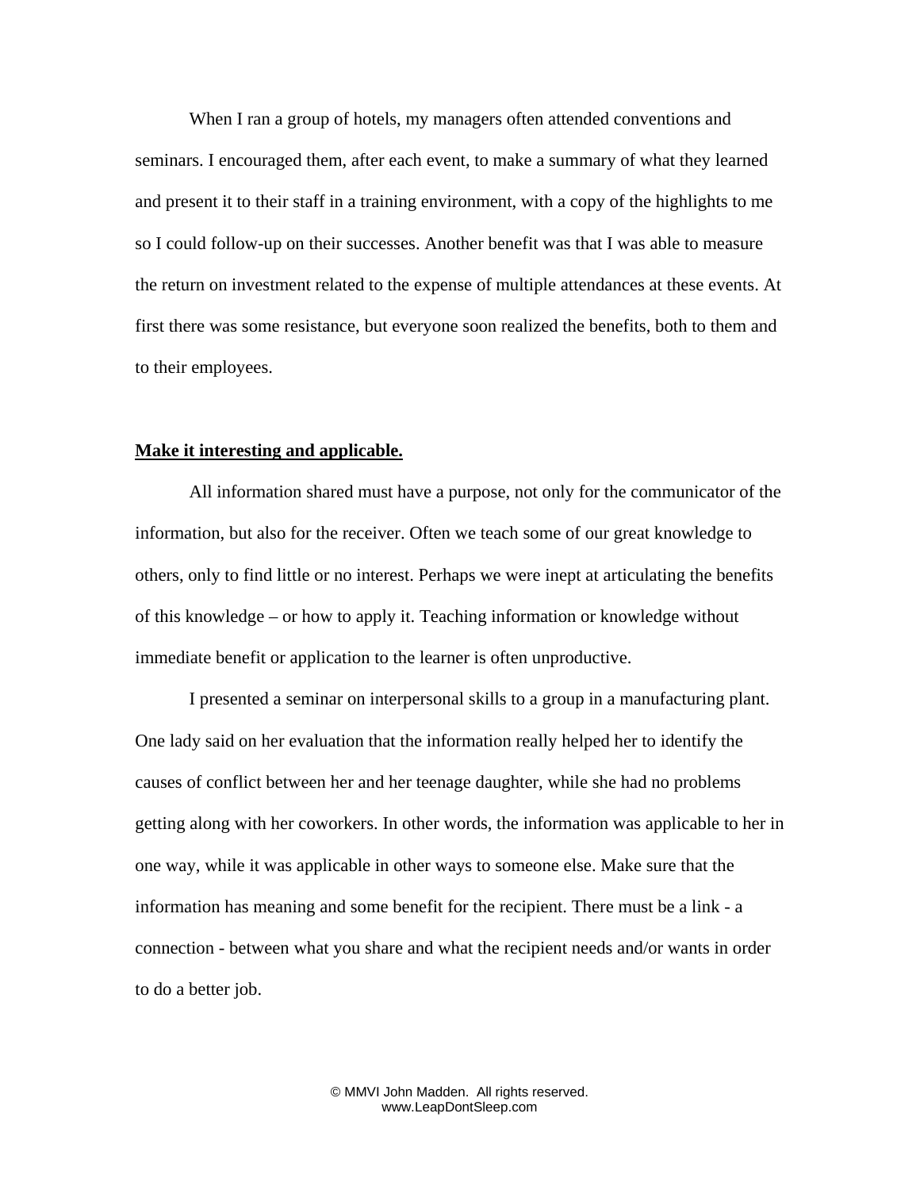When I ran a group of hotels, my managers often attended conventions and seminars. I encouraged them, after each event, to make a summary of what they learned and present it to their staff in a training environment, with a copy of the highlights to me so I could follow-up on their successes. Another benefit was that I was able to measure the return on investment related to the expense of multiple attendances at these events. At first there was some resistance, but everyone soon realized the benefits, both to them and to their employees.

**Make it interesting and applicable.**

All information shared must have a purpose, not only for the communicator of the information, but also for the receiver. Often we teach some of our great knowledge to others, only to find little or no interest. Perhaps we were inept at articulating the benefits of this knowledge – or how to apply it. Teaching information or knowledge without immediate benefit or application to the learner is often unproductive.

I presented a seminar on interpersonal skills to a group in a manufacturing plant. One lady said on her evaluation that the information really helped her to identify the causes of conflict between her and her teenage daughter, while she had no problems getting along with her coworkers. In other words, the information was applicable to her in one way, while it was applicable in other ways to someone else. Make sure that the information has meaning and some benefit for the recipient. There must be a link - a connection - between what you share and what the recipient needs and/or wants in order to do a better job.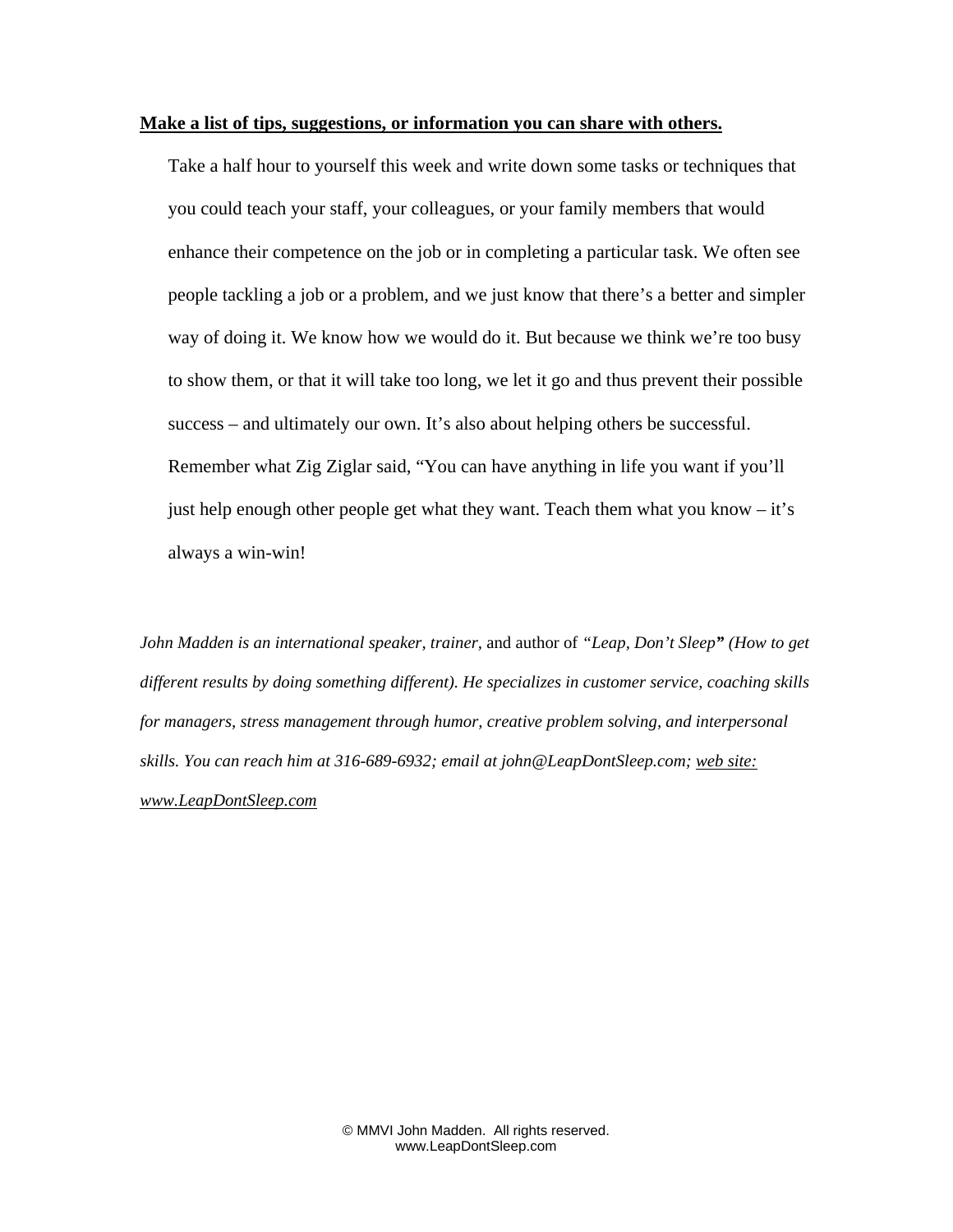**Make a list of tips, suggestions, or information you can share with others.**

Take a half hour to yourself this week and write down some tasks or techniques that you could teach your staff, your colleagues, or your family members that would enhance their competence on the job or in completing a particular task. We often see people tackling a job or a problem, and we just know that there's a better and simpler way of doing it. We know how we would do it. But because we think we're too busy to show them, or that it will take too long, we let it go and thus prevent their possible success – and ultimately our own. It's also about helping others be successful. Remember what Zig Ziglar said, "You can have anything in life you want if you'll just help enough other people get what they want. Teach them what you know – it's always a win-win!

*John Madden is an international speaker, trainer,* and author of *"Leap, Don't Sleep"* *(How to get different results by doing something different). He specializes in customer service, coaching skills for managers, stress management through humor, creative problem solving, and interpersonal skills. You can reach him at 316-689-6932; email at john@LeapDontSleep.com; web site: www.LeapDontSleep.com*

© MMVI John Madden. All rights reserved.
www.LeapDontSleep.com